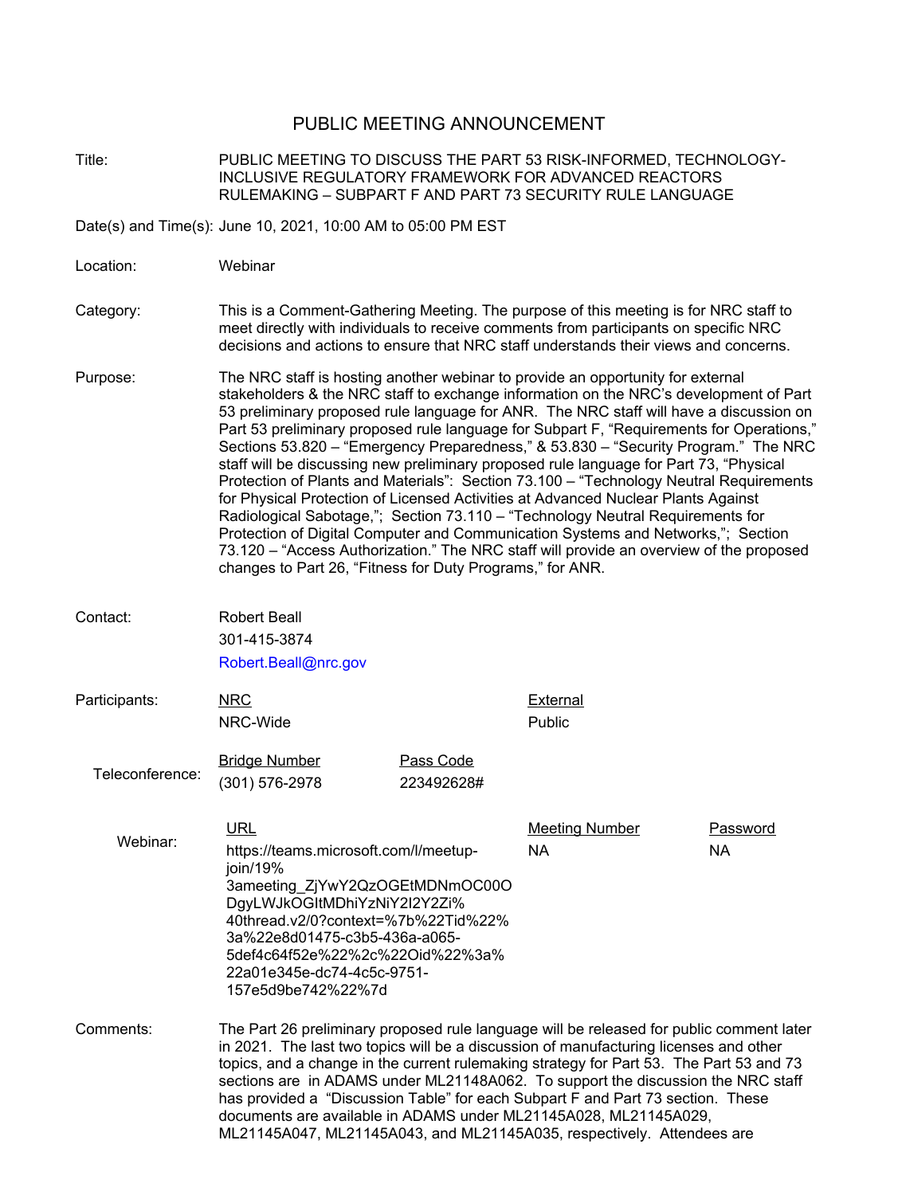# PUBLIC MEETING ANNOUNCEMENT

**Title:** PUBLIC MEETING TO DISCUSS THE PART 53 RISK-INFORMED, TECHNOLOGY-INCLUSIVE REGULATORY FRAMEWORK FOR ADVANCED REACTORS RULEMAKING – SUBPART F AND PART 73 SECURITY RULE LANGUAGE

**Date(s) and Time(s):** June 10, 2021, 10:00 AM to 05:00 PM EST

**Location:** Webinar

**Category:** This is a Comment-Gathering Meeting. The purpose of this meeting is for NRC staff to meet directly with individuals to receive comments from participants on specific NRC decisions and actions to ensure that NRC staff understands their views and concerns.

**Purpose:** The NRC staff is hosting another webinar to provide an opportunity for external stakeholders & the NRC staff to exchange information on the NRC's development of Part 53 preliminary proposed rule language for ANR. The NRC staff will have a discussion on Part 53 preliminary proposed rule language for Subpart F, "Requirements for Operations," Sections 53.820 – "Emergency Preparedness," & 53.830 – "Security Program." The NRC staff will be discussing new preliminary proposed rule language for Part 73, "Physical Protection of Plants and Materials": Section 73.100 – "Technology Neutral Requirements for Physical Protection of Licensed Activities at Advanced Nuclear Plants Against Radiological Sabotage,"; Section 73.110 – "Technology Neutral Requirements for Protection of Digital Computer and Communication Systems and Networks,"; Section 73.120 – "Access Authorization." The NRC staff will provide an overview of the proposed changes to Part 26, "Fitness for Duty Programs," for ANR.

**Contact:** Robert Beall
301-415-3874
Robert.Beall@nrc.gov

**Participants:**

| NRC | External |
|---|---|
| NRC-Wide | Public |

**Teleconference:**

| Bridge Number | Pass Code |
|---|---|
| (301) 576-2978 | 223492628# |

**Webinar:**

| URL | Meeting Number | Password |
|---|---|---|
| https://teams.microsoft.com/l/meetup-join/19%3ameeting_ZjYwY2QzOGEtMDNmOC00ODgyLWJkOGItMDhiYzNiY2I2Y2Zi%40thread.v2/0?context=%7b%22Tid%22%3a%22e8d01475-c3b5-436a-a065-5def4c64f52e%22%2c%22Oid%22%3a%22a01e345e-dc74-4c5c-9751-157e5d9be742%22%7d | NA | NA |

**Comments:** The Part 26 preliminary proposed rule language will be released for public comment later in 2021. The last two topics will be a discussion of manufacturing licenses and other topics, and a change in the current rulemaking strategy for Part 53. The Part 53 and 73 sections are in ADAMS under ML21148A062. To support the discussion the NRC staff has provided a "Discussion Table" for each Subpart F and Part 73 section. These documents are available in ADAMS under ML21145A028, ML21145A029, ML21145A047, ML21145A043, and ML21145A035, respectively. Attendees are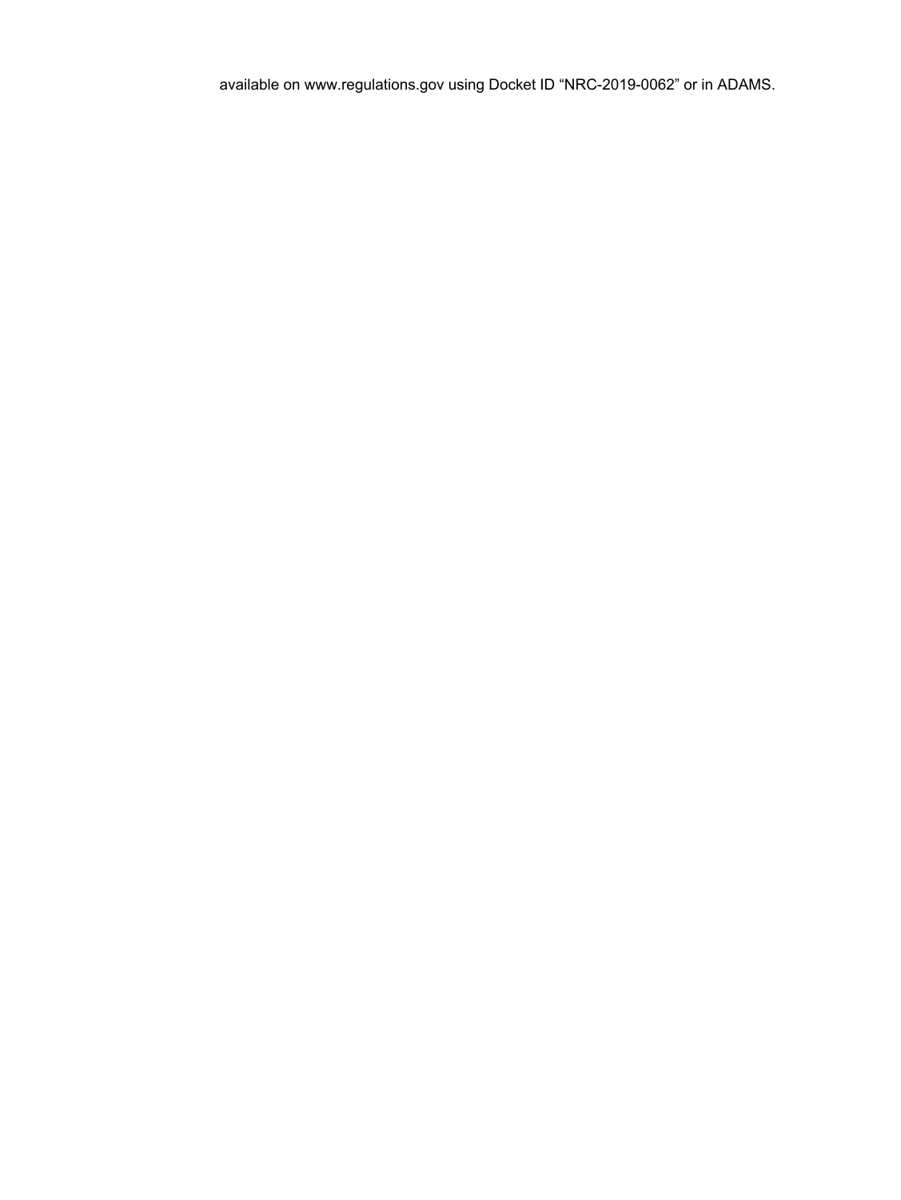available on www.regulations.gov using Docket ID “NRC-2019-0062” or in ADAMS.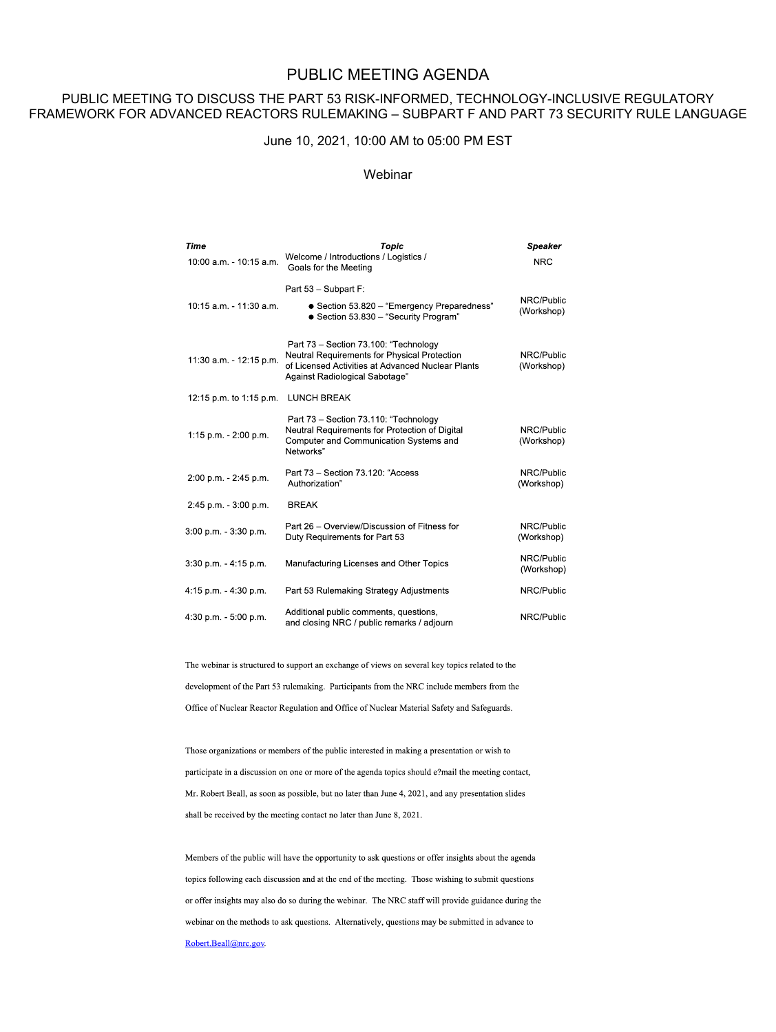# PUBLIC MEETING AGENDA

## PUBLIC MEETING TO DISCUSS THE PART 53 RISK-INFORMED, TECHNOLOGY-INCLUSIVE REGULATORY FRAMEWORK FOR ADVANCED REACTORS RULEMAKING – SUBPART F AND PART 73 SECURITY RULE LANGUAGE

June 10, 2021, 10:00 AM to 05:00 PM EST

Webinar

| *Time* | *Topic* | *Speaker* |
|---|---|---|
| 10:00 a.m. - 10:15 a.m. | Welcome / Introductions / Logistics / Goals for the Meeting | NRC |
| 10:15 a.m. - 11:30 a.m. | Part 53 – Subpart F: <br>● Section 53.820 – "Emergency Preparedness" <br>● Section 53.830 – "Security Program" | NRC/Public (Workshop) |
| 11:30 a.m. - 12:15 p.m. | Part 73 – Section 73.100: "Technology Neutral Requirements for Physical Protection of Licensed Activities at Advanced Nuclear Plants Against Radiological Sabotage" | NRC/Public (Workshop) |
| 12:15 p.m. to 1:15 p.m. | LUNCH BREAK | |
| 1:15 p.m. - 2:00 p.m. | Part 73 – Section 73.110: "Technology Neutral Requirements for Protection of Digital Computer and Communication Systems and Networks" | NRC/Public (Workshop) |
| 2:00 p.m. - 2:45 p.m. | Part 73 – Section 73.120: "Access Authorization" | NRC/Public (Workshop) |
| 2:45 p.m. - 3:00 p.m. | BREAK | |
| 3:00 p.m. - 3:30 p.m. | Part 26 – Overview/Discussion of Fitness for Duty Requirements for Part 53 | NRC/Public (Workshop) |
| 3:30 p.m. - 4:15 p.m. | Manufacturing Licenses and Other Topics | NRC/Public (Workshop) |
| 4:15 p.m. - 4:30 p.m. | Part 53 Rulemaking Strategy Adjustments | NRC/Public |
| 4:30 p.m. - 5:00 p.m. | Additional public comments, questions, and closing NRC / public remarks / adjourn | NRC/Public |

The webinar is structured to support an exchange of views on several key topics related to the development of the Part 53 rulemaking. Participants from the NRC include members from the Office of Nuclear Reactor Regulation and Office of Nuclear Material Safety and Safeguards.

Those organizations or members of the public interested in making a presentation or wish to participate in a discussion on one or more of the agenda topics should e?mail the meeting contact, Mr. Robert Beall, as soon as possible, but no later than June 4, 2021, and any presentation slides shall be received by the meeting contact no later than June 8, 2021.

Members of the public will have the opportunity to ask questions or offer insights about the agenda topics following each discussion and at the end of the meeting. Those wishing to submit questions or offer insights may also do so during the webinar. The NRC staff will provide guidance during the webinar on the methods to ask questions. Alternatively, questions may be submitted in advance to Robert.Beall@nrc.gov.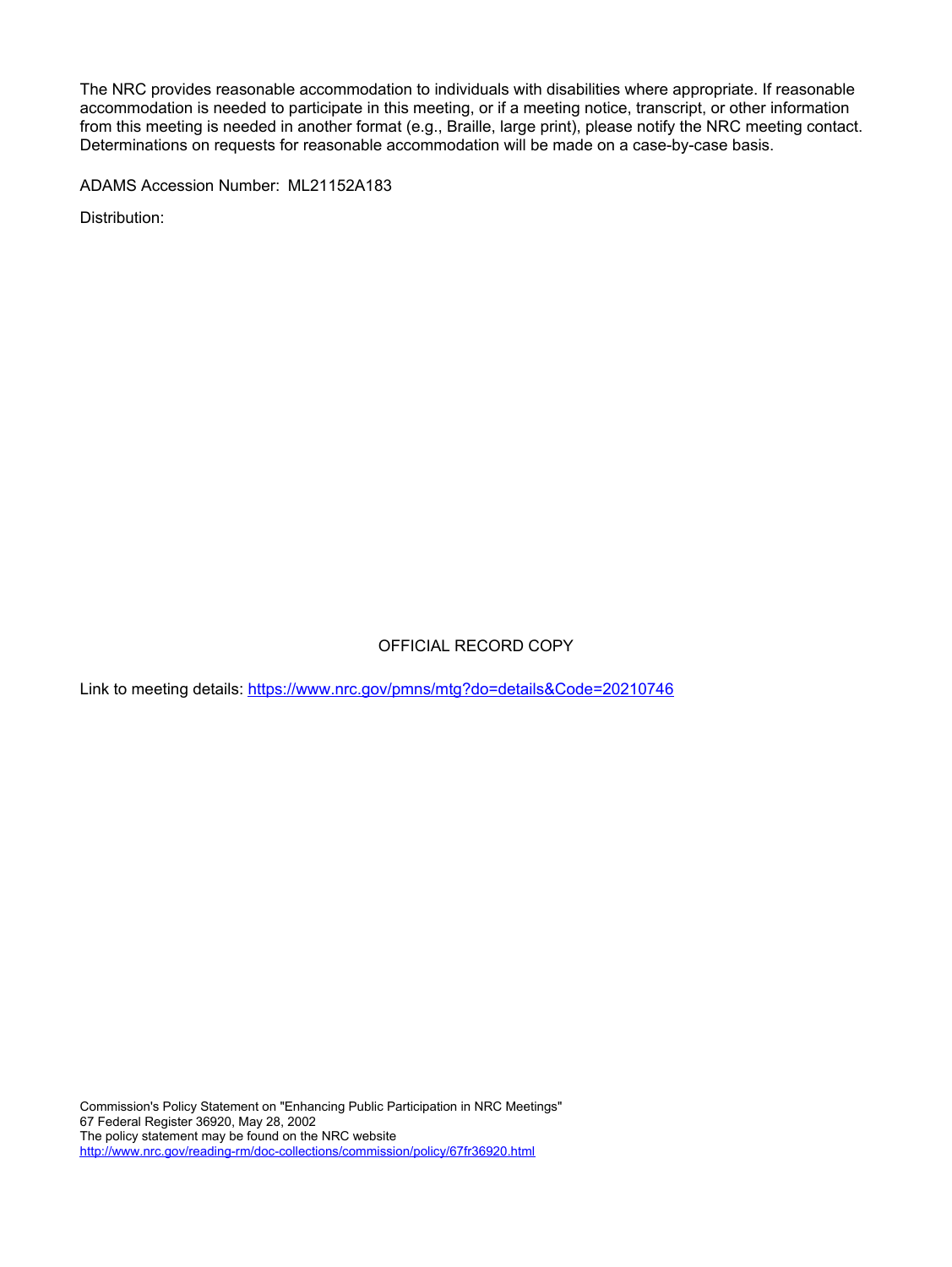The NRC provides reasonable accommodation to individuals with disabilities where appropriate. If reasonable accommodation is needed to participate in this meeting, or if a meeting notice, transcript, or other information from this meeting is needed in another format (e.g., Braille, large print), please notify the NRC meeting contact. Determinations on requests for reasonable accommodation will be made on a case-by-case basis.

ADAMS Accession Number: ML21152A183

Distribution:

OFFICIAL RECORD COPY

Link to meeting details: https://www.nrc.gov/pmns/mtg?do=details&Code=20210746

Commission's Policy Statement on "Enhancing Public Participation in NRC Meetings"
67 Federal Register 36920, May 28, 2002
The policy statement may be found on the NRC website
http://www.nrc.gov/reading-rm/doc-collections/commission/policy/67fr36920.html